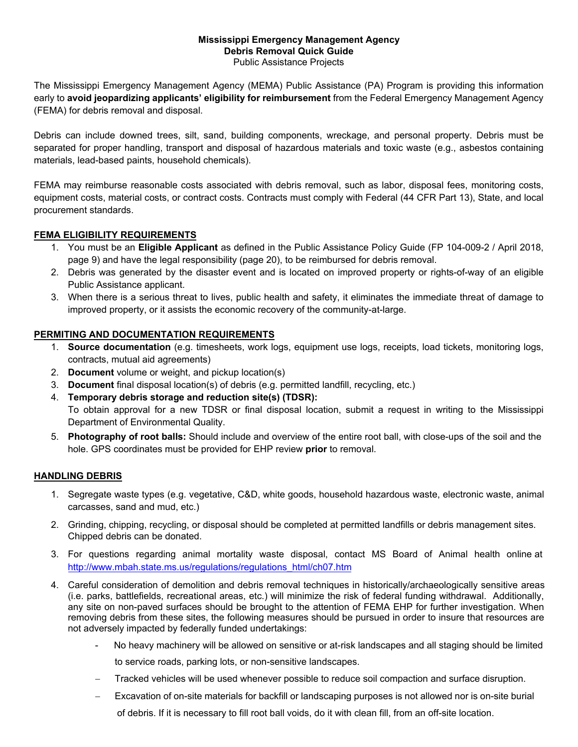**Mississippi Emergency Management Agency**
**Debris Removal Quick Guide**
Public Assistance Projects

The Mississippi Emergency Management Agency (MEMA) Public Assistance (PA) Program is providing this information early to **avoid jeopardizing applicants' eligibility for reimbursement** from the Federal Emergency Management Agency (FEMA) for debris removal and disposal.

Debris can include downed trees, silt, sand, building components, wreckage, and personal property. Debris must be separated for proper handling, transport and disposal of hazardous materials and toxic waste (e.g., asbestos containing materials, lead-based paints, household chemicals).

FEMA may reimburse reasonable costs associated with debris removal, such as labor, disposal fees, monitoring costs, equipment costs, material costs, or contract costs. Contracts must comply with Federal (44 CFR Part 13), State, and local procurement standards.

## FEMA ELIGIBILITY REQUIREMENTS

1. You must be an **Eligible Applicant** as defined in the Public Assistance Policy Guide (FP 104-009-2 / April 2018, page 9) and have the legal responsibility (page 20), to be reimbursed for debris removal.
2. Debris was generated by the disaster event and is located on improved property or rights-of-way of an eligible Public Assistance applicant.
3. When there is a serious threat to lives, public health and safety, it eliminates the immediate threat of damage to improved property, or it assists the economic recovery of the community-at-large.

## PERMITING AND DOCUMENTATION REQUIREMENTS

1. **Source documentation** (e.g. timesheets, work logs, equipment use logs, receipts, load tickets, monitoring logs, contracts, mutual aid agreements)
2. **Document** volume or weight, and pickup location(s)
3. **Document** final disposal location(s) of debris (e.g. permitted landfill, recycling, etc.)
4. **Temporary debris storage and reduction site(s) (TDSR):**
   To obtain approval for a new TDSR or final disposal location, submit a request in writing to the Mississippi Department of Environmental Quality.
5. **Photography of root balls:** Should include and overview of the entire root ball, with close-ups of the soil and the hole. GPS coordinates must be provided for EHP review **prior** to removal.

## HANDLING DEBRIS

1. Segregate waste types (e.g. vegetative, C&D, white goods, household hazardous waste, electronic waste, animal carcasses, sand and mud, etc.)
2. Grinding, chipping, recycling, or disposal should be completed at permitted landfills or debris management sites. Chipped debris can be donated.
3. For questions regarding animal mortality waste disposal, contact MS Board of Animal health online at http://www.mbah.state.ms.us/regulations/regulations_html/ch07.htm
4. Careful consideration of demolition and debris removal techniques in historically/archaeologically sensitive areas (i.e. parks, battlefields, recreational areas, etc.) will minimize the risk of federal funding withdrawal. Additionally, any site on non-paved surfaces should be brought to the attention of FEMA EHP for further investigation. When removing debris from these sites, the following measures should be pursued in order to insure that resources are not adversely impacted by federally funded undertakings:
   - No heavy machinery will be allowed on sensitive or at-risk landscapes and all staging should be limited to service roads, parking lots, or non-sensitive landscapes.
   - Tracked vehicles will be used whenever possible to reduce soil compaction and surface disruption.
   - Excavation of on-site materials for backfill or landscaping purposes is not allowed nor is on-site burial of debris. If it is necessary to fill root ball voids, do it with clean fill, from an off-site location.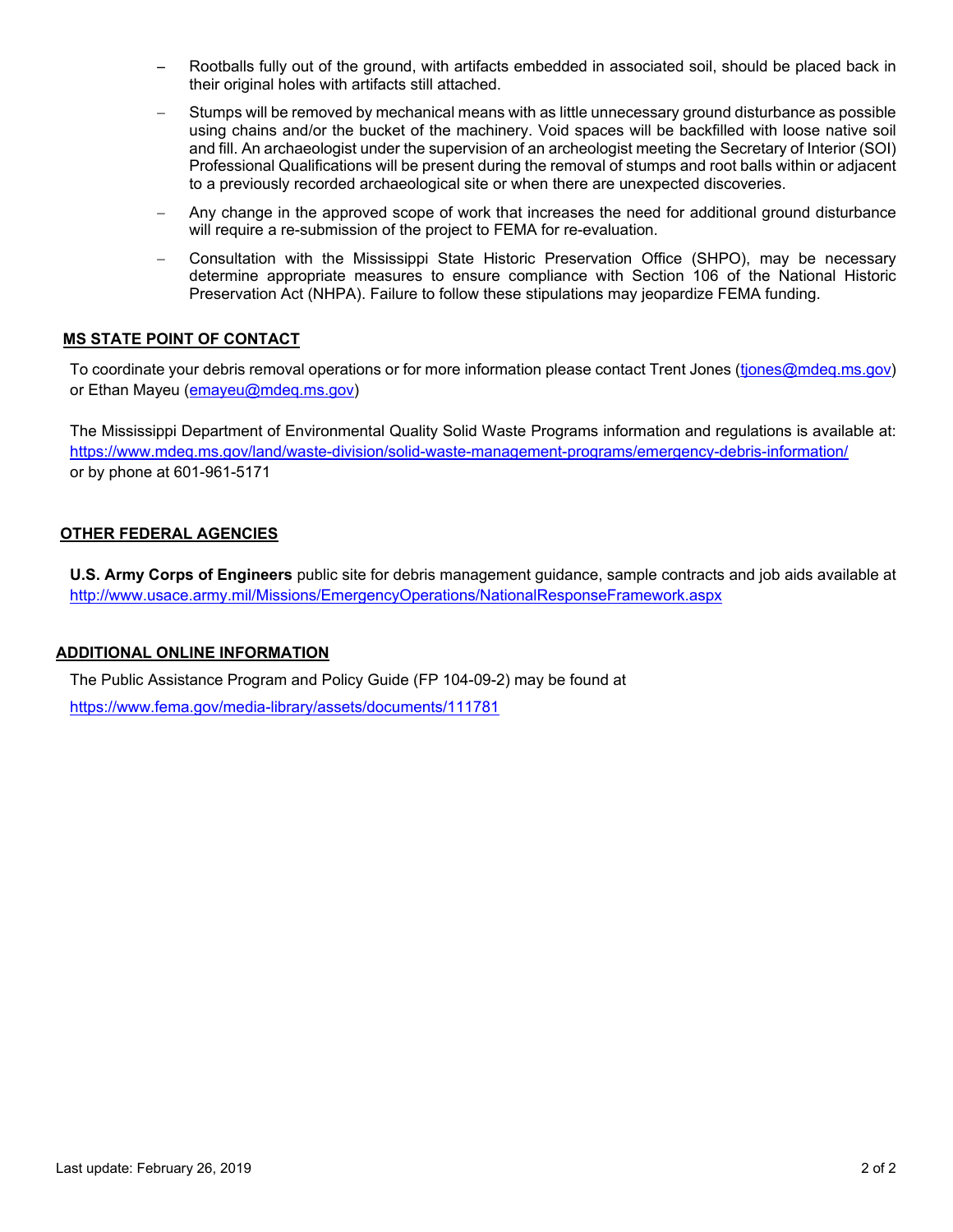- Rootballs fully out of the ground, with artifacts embedded in associated soil, should be placed back in their original holes with artifacts still attached.
- Stumps will be removed by mechanical means with as little unnecessary ground disturbance as possible using chains and/or the bucket of the machinery. Void spaces will be backfilled with loose native soil and fill. An archaeologist under the supervision of an archeologist meeting the Secretary of Interior (SOI) Professional Qualifications will be present during the removal of stumps and root balls within or adjacent to a previously recorded archaeological site or when there are unexpected discoveries.
- Any change in the approved scope of work that increases the need for additional ground disturbance will require a re-submission of the project to FEMA for re-evaluation.
- Consultation with the Mississippi State Historic Preservation Office (SHPO), may be necessary determine appropriate measures to ensure compliance with Section 106 of the National Historic Preservation Act (NHPA). Failure to follow these stipulations may jeopardize FEMA funding.

## MS STATE POINT OF CONTACT

To coordinate your debris removal operations or for more information please contact Trent Jones (tjones@mdeq.ms.gov) or Ethan Mayeu (emayeu@mdeq.ms.gov)

The Mississippi Department of Environmental Quality Solid Waste Programs information and regulations is available at: https://www.mdeq.ms.gov/land/waste-division/solid-waste-management-programs/emergency-debris-information/ or by phone at 601-961-5171

## OTHER FEDERAL AGENCIES

**U.S. Army Corps of Engineers** public site for debris management guidance, sample contracts and job aids available at http://www.usace.army.mil/Missions/EmergencyOperations/NationalResponseFramework.aspx

## ADDITIONAL ONLINE INFORMATION

The Public Assistance Program and Policy Guide (FP 104-09-2) may be found at

https://www.fema.gov/media-library/assets/documents/111781

Last update: February 26, 2019